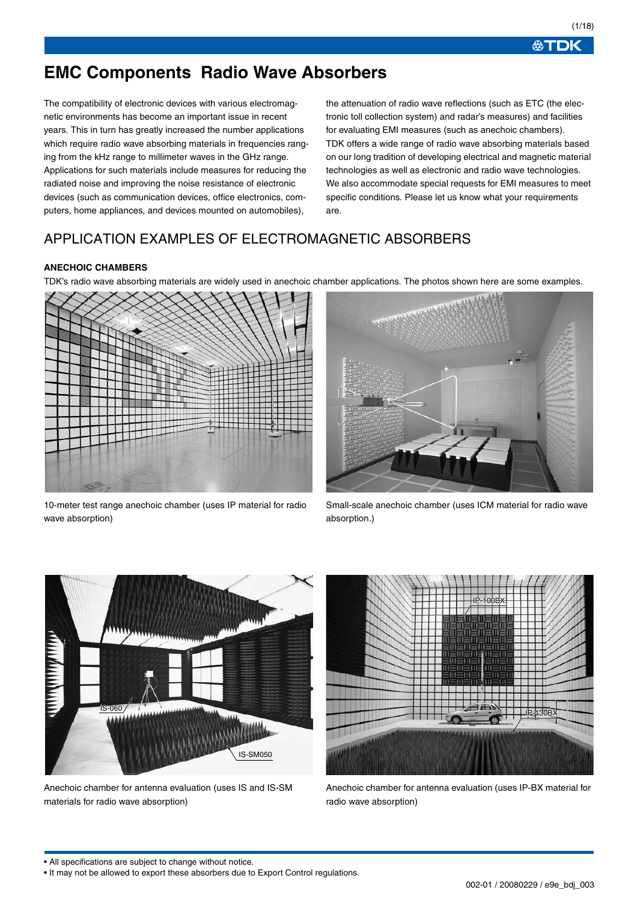# EMC Components Radio Wave Absorbers

The compatibility of electronic devices with various electromagnetic environments has become an important issue in recent years. This in turn has greatly increased the number applications which require radio wave absorbing materials in frequencies ranging from the kHz range to millimeter waves in the GHz range. Applications for such materials include measures for reducing the radiated noise and improving the noise resistance of electronic devices (such as communication devices, office electronics, computers, home appliances, and devices mounted on automobiles), the attenuation of radio wave reflections (such as ETC (the electronic toll collection system) and radar's measures) and facilities for evaluating EMI measures (such as anechoic chambers).

TDK offers a wide range of radio wave absorbing materials based on our long tradition of developing electrical and magnetic material technologies as well as electronic and radio wave technologies. We also accommodate special requests for EMI measures to meet specific conditions. Please let us know what your requirements are.

## APPLICATION EXAMPLES OF ELECTROMAGNETIC ABSORBERS

### ANECHOIC CHAMBERS

TDK's radio wave absorbing materials are widely used in anechoic chamber applications. The photos shown here are some examples.

10-meter test range anechoic chamber (uses IP material for radio wave absorption)

Small-scale anechoic chamber (uses ICM material for radio wave absorption.)

Anechoic chamber for antenna evaluation (uses IS and IS-SM materials for radio wave absorption)

Anechoic chamber for antenna evaluation (uses IP-BX material for radio wave absorption)

- All specifications are subject to change without notice.
- It may not be allowed to export these absorbers due to Export Control regulations.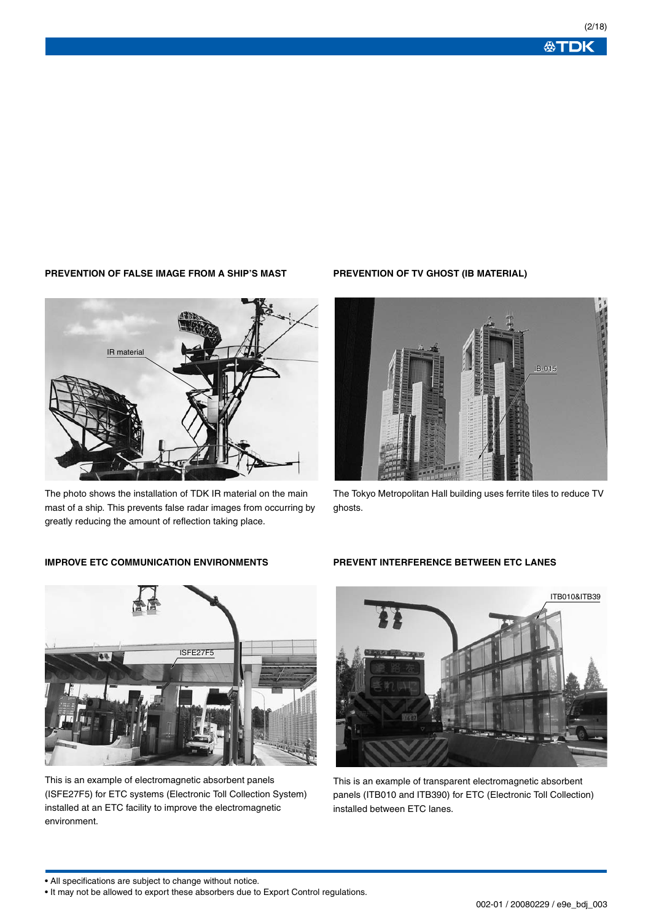### PREVENTION OF FALSE IMAGE FROM A SHIP'S MAST

The photo shows the installation of TDK IR material on the main mast of a ship. This prevents false radar images from occurring by greatly reducing the amount of reflection taking place.

### PREVENTION OF TV GHOST (IB MATERIAL)

The Tokyo Metropolitan Hall building uses ferrite tiles to reduce TV ghosts.

### IMPROVE ETC COMMUNICATION ENVIRONMENTS

This is an example of electromagnetic absorbent panels (ISFE27F5) for ETC systems (Electronic Toll Collection System) installed at an ETC facility to improve the electromagnetic environment.

### PREVENT INTERFERENCE BETWEEN ETC LANES

This is an example of transparent electromagnetic absorbent panels (ITB010 and ITB390) for ETC (Electronic Toll Collection) installed between ETC lanes.

- All specifications are subject to change without notice.
- It may not be allowed to export these absorbers due to Export Control regulations.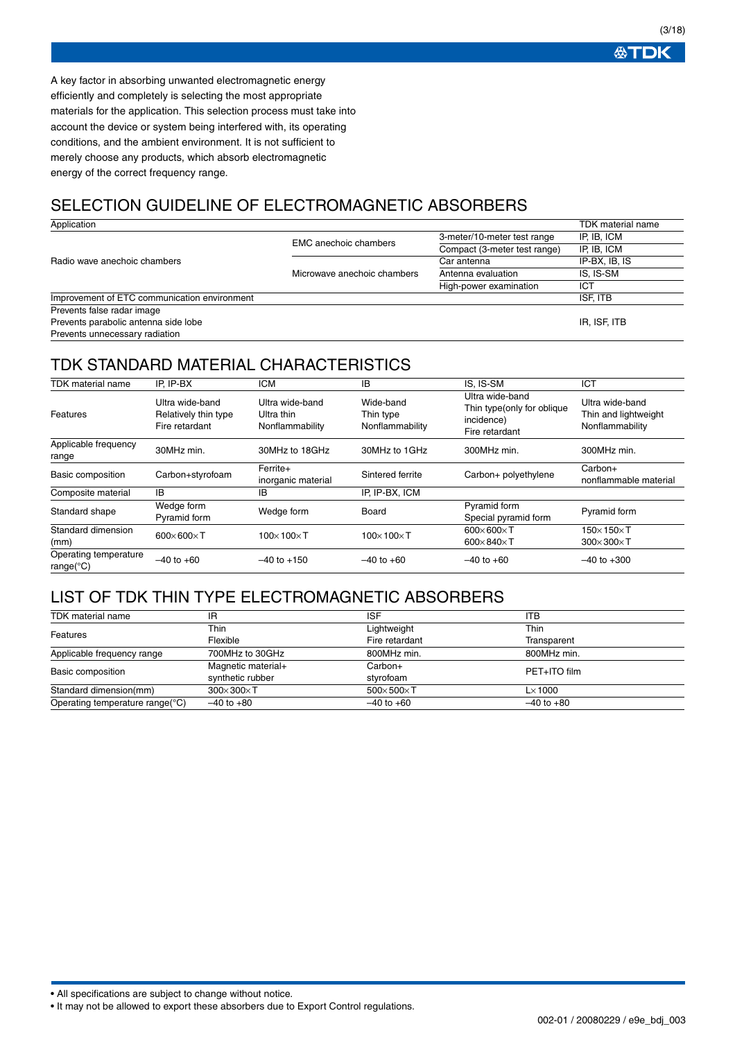A key factor in absorbing unwanted electromagnetic energy efficiently and completely is selecting the most appropriate materials for the application. This selection process must take into account the device or system being interfered with, its operating conditions, and the ambient environment. It is not sufficient to merely choose any products, which absorb electromagnetic energy of the correct frequency range.

## SELECTION GUIDELINE OF ELECTROMAGNETIC ABSORBERS

| Application | | | TDK material name |
|---|---|---|---|
| Radio wave anechoic chambers | EMC anechoic chambers | 3-meter/10-meter test range | IP, IB, ICM |
| | | Compact (3-meter test range) | IP, IB, ICM |
| | Microwave anechoic chambers | Car antenna | IP-BX, IB, IS |
| | | Antenna evaluation | IS, IS-SM |
| | | High-power examination | ICT |
| Improvement of ETC communication environment | | | ISF, ITB |
| Prevents false radar image<br>Prevents parabolic antenna side lobe<br>Prevents unnecessary radiation | | | IR, ISF, ITB |

## TDK STANDARD MATERIAL CHARACTERISTICS

| TDK material name | IP, IP-BX | ICM | IB | IS, IS-SM | ICT |
|---|---|---|---|---|---|
| Features | Ultra wide-band<br>Relatively thin type<br>Fire retardant | Ultra wide-band<br>Ultra thin<br>Nonflammability | Wide-band<br>Thin type<br>Nonflammability | Ultra wide-band<br>Thin type(only for oblique incidence)<br>Fire retardant | Ultra wide-band<br>Thin and lightweight<br>Nonflammability |
| Applicable frequency range | 30MHz min. | 30MHz to 18GHz | 30MHz to 1GHz | 300MHz min. | 300MHz min. |
| Basic composition | Carbon+styrofoam | Ferrite+<br>inorganic material | Sintered ferrite | Carbon+ polyethylene | Carbon+<br>nonflammable material |
| Composite material | IB | IB | IP, IP-BX, ICM | | |
| Standard shape | Wedge form<br>Pyramid form | Wedge form | Board | Pyramid form<br>Special pyramid form | Pyramid form |
| Standard dimension (mm) | 600×600×T | 100×100×T | 100×100×T | 600×600×T<br>600×840×T | 150×150×T<br>300×300×T |
| Operating temperature range(°C) | –40 to +60 | –40 to +150 | –40 to +60 | –40 to +60 | –40 to +300 |

## LIST OF TDK THIN TYPE ELECTROMAGNETIC ABSORBERS

| TDK material name | IR | ISF | ITB |
|---|---|---|---|
| Features | Thin<br>Flexible | Lightweight<br>Fire retardant | Thin<br>Transparent |
| Applicable frequency range | 700MHz to 30GHz | 800MHz min. | 800MHz min. |
| Basic composition | Magnetic material+<br>synthetic rubber | Carbon+<br>styrofoam | PET+ITO film |
| Standard dimension(mm) | 300×300×T | 500×500×T | L×1000 |
| Operating temperature range(°C) | –40 to +80 | –40 to +60 | –40 to +80 |

• All specifications are subject to change without notice.
• It may not be allowed to export these absorbers due to Export Control regulations.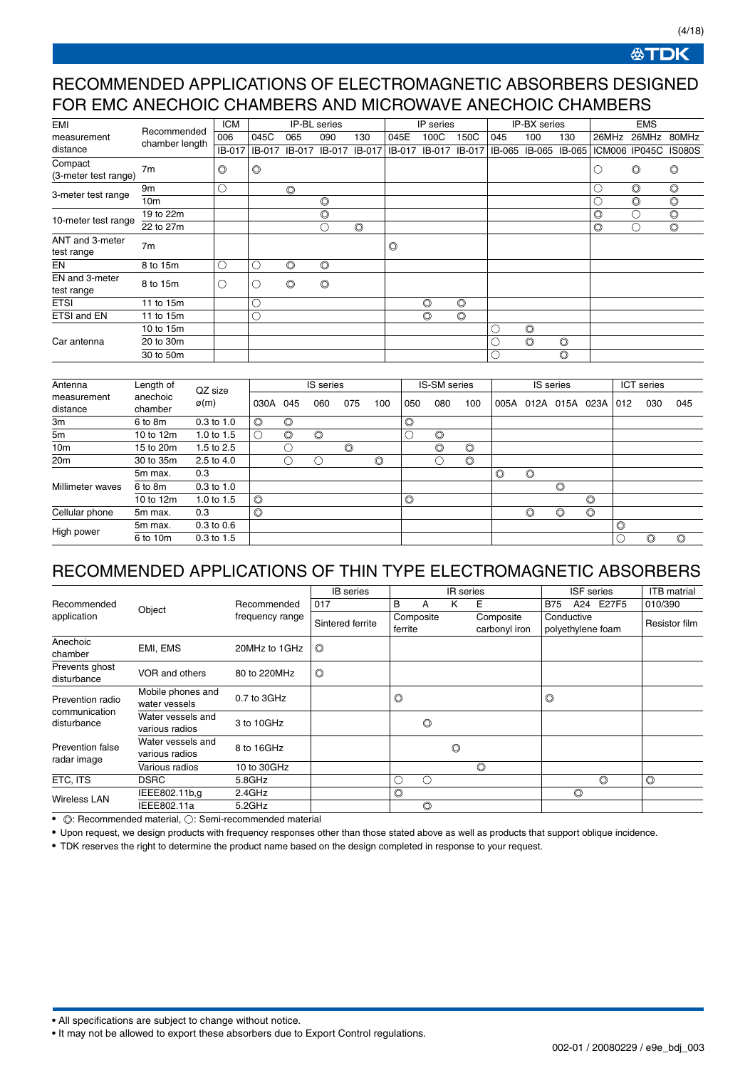# RECOMMENDED APPLICATIONS OF ELECTROMAGNETIC ABSORBERS DESIGNED FOR EMC ANECHOIC CHAMBERS AND MICROWAVE ANECHOIC CHAMBERS

| EMI measurement distance | Recommended chamber length | ICM | IP-BL series | | | | IP series | | | IP-BX series | | | EMS | | |
|---|---|---|---|---|---|---|---|---|---|---|---|---|---|---|---|
| | | 006 | 045C | 065 | 090 | 130 | 045E | 100C | 150C | 045 | 100 | 130 | 26MHz | 26MHz | 80MHz |
| | | IB-017 | IB-017 | IB-017 | IB-017 | IB-017 | IB-017 | IB-017 | IB-017 | IB-065 | IB-065 | IB-065 | ICM006 | IP045C | IS080S |
| Compact (3-meter test range) | 7m | ◎ | ◎ | | | | | | | | | | ○ | ◎ | ◎ |
| 3-meter test range | 9m | ○ | | ◎ | | | | | | | | | ○ | ◎ | ◎ |
| | 10m | | | | ◎ | | | | | | | | ○ | ◎ | ◎ |
| 10-meter test range | 19 to 22m | | | | ◎ | | | | | | | | ◎ | ○ | ◎ |
| | 22 to 27m | | | | ○ | ◎ | | | | | | | ◎ | ○ | ◎ |
| ANT and 3-meter test range | 7m | | | | | | ◎ | | | | | | | | |
| EN | 8 to 15m | ○ | ○ | ◎ | ◎ | | | | | | | | | | |
| EN and 3-meter test range | 8 to 15m | ○ | ○ | ◎ | ◎ | | | | | | | | | | |
| ETSI | 11 to 15m | | ○ | | | | | ◎ | ◎ | | | | | | |
| ETSI and EN | 11 to 15m | | ○ | | | | | ◎ | ◎ | | | | | | |
| Car antenna | 10 to 15m | | | | | | | | | ○ | ◎ | | | | |
| | 20 to 30m | | | | | | | | | ○ | ◎ | ◎ | | | |
| | 30 to 50m | | | | | | | | | ○ | | ◎ | | | |

| Antenna measurement distance | Length of anechoic chamber | QZ size ø(m) | IS series | | | | | IS-SM series | | | IS series | | | | ICT series | | |
|---|---|---|---|---|---|---|---|---|---|---|---|---|---|---|---|---|---|
| | | | 030A | 045 | 060 | 075 | 100 | 050 | 080 | 100 | 005A | 012A | 015A | 023A | 012 | 030 | 045 |
| 3m | 6 to 8m | 0.3 to 1.0 | ◎ | ◎ | | | | ◎ | | | | | | | | | |
| 5m | 10 to 12m | 1.0 to 1.5 | ○ | ◎ | ◎ | | | ○ | ◎ | | | | | | | | |
| 10m | 15 to 20m | 1.5 to 2.5 | | ○ | | ◎ | | | ◎ | ◎ | | | | | | | |
| 20m | 30 to 35m | 2.5 to 4.0 | | ○ | ○ | | ◎ | | ○ | ◎ | | | | | | | |
| Millimeter waves | 5m max. | 0.3 | | | | | | | | | ◎ | ◎ | | | | | |
| | 6 to 8m | 0.3 to 1.0 | | | | | | | | | | | ◎ | | | | |
| | 10 to 12m | 1.0 to 1.5 | ◎ | | | | | ◎ | | | | | | ◎ | | | |
| Cellular phone | 5m max. | 0.3 | ◎ | | | | | | | | | ◎ | ◎ | ◎ | | | |
| High power | 5m max. | 0.3 to 0.6 | | | | | | | | | | | | | ◎ | | |
| | 6 to 10m | 0.3 to 1.5 | | | | | | | | | | | | | ○ | ◎ | ◎ |

# RECOMMENDED APPLICATIONS OF THIN TYPE ELECTROMAGNETIC ABSORBERS

| Recommended application | Object | Recommended frequency range | IB series | IR series | | | | ISF series | | | ITB matrial |
|---|---|---|---|---|---|---|---|---|---|---|---|
| | | | 017 | B | A | K | E | B75 | A24 | E27F5 | 010/390 |
| | | | Sintered ferrite | Composite ferrite | | | Composite carbonyl iron | Conductive polyethylene foam | | | Resistor film |
| Anechoic chamber | EMI, EMS | 20MHz to 1GHz | ◎ | | | | | | | | |
| Prevents ghost disturbance | VOR and others | 80 to 220MHz | ◎ | | | | | | | | |
| Prevention radio communication disturbance | Mobile phones and water vessels | 0.7 to 3GHz | | ◎ | | | | ◎ | | | |
| | Water vessels and various radios | 3 to 10GHz | | | ◎ | | | | | | |
| Prevention false radar image | Water vessels and various radios | 8 to 16GHz | | | | ◎ | | | | | |
| | Various radios | 10 to 30GHz | | | | | ◎ | | | | |
| ETC, ITS | DSRC | 5.8GHz | | ○ | ○ | | | | | ◎ | ◎ |
| Wireless LAN | IEEE802.11b,g | 2.4GHz | | ◎ | | | | | ◎ | | |
| | IEEE802.11a | 5.2GHz | | | ◎ | | | | | | |

- ◎: Recommended material, ○: Semi-recommended material
- Upon request, we design products with frequency responses other than those stated above as well as products that support oblique incidence.
- TDK reserves the right to determine the product name based on the design completed in response to your request.

- All specifications are subject to change without notice.
- It may not be allowed to export these absorbers due to Export Control regulations.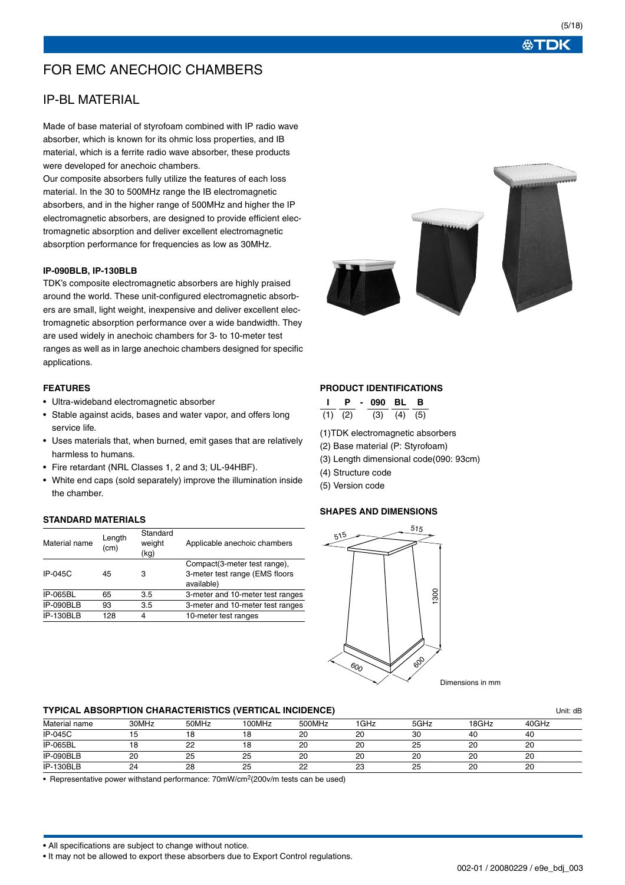# FOR EMC ANECHOIC CHAMBERS

## IP-BL MATERIAL

Made of base material of styrofoam combined with IP radio wave absorber, which is known for its ohmic loss properties, and IB material, which is a ferrite radio wave absorber, these products were developed for anechoic chambers.
Our composite absorbers fully utilize the features of each loss material. In the 30 to 500MHz range the IB electromagnetic absorbers, and in the higher range of 500MHz and higher the IP electromagnetic absorbers, are designed to provide efficient electromagnetic absorption and deliver excellent electromagnetic absorption performance for frequencies as low as 30MHz.

**IP-090BLB, IP-130BLB**

TDK's composite electromagnetic absorbers are highly praised around the world. These unit-configured electromagnetic absorbers are small, light weight, inexpensive and deliver excellent electromagnetic absorption performance over a wide bandwidth. They are used widely in anechoic chambers for 3- to 10-meter test ranges as well as in large anechoic chambers designed for specific applications.

### FEATURES

- Ultra-wideband electromagnetic absorber
- Stable against acids, bases and water vapor, and offers long service life.
- Uses materials that, when burned, emit gases that are relatively harmless to humans.
- Fire retardant (NRL Classes 1, 2 and 3; UL-94HBF).
- White end caps (sold separately) improve the illumination inside the chamber.

### STANDARD MATERIALS

| Material name | Length (cm) | Standard weight (kg) | Applicable anechoic chambers |
|---|---|---|---|
| IP-045C | 45 | 3 | Compact(3-meter test range), 3-meter test range (EMS floors available) |
| IP-065BL | 65 | 3.5 | 3-meter and 10-meter test ranges |
| IP-090BLB | 93 | 3.5 | 3-meter and 10-meter test ranges |
| IP-130BLB | 128 | 4 | 10-meter test ranges |

### PRODUCT IDENTIFICATIONS

| I | P | - | 090 | BL | B |
|---|---|---|---|---|---|
| (1) | (2) | | (3) | (4) | (5) |

(1)TDK electromagnetic absorbers
(2) Base material (P: Styrofoam)
(3) Length dimensional code(090: 93cm)
(4) Structure code
(5) Version code

### SHAPES AND DIMENSIONS

515, 515, 1300, 600, 600

Dimensions in mm

### TYPICAL ABSORPTION CHARACTERISTICS (VERTICAL INCIDENCE)

Unit: dB

| Material name | 30MHz | 50MHz | 100MHz | 500MHz | 1GHz | 5GHz | 18GHz | 40GHz |
|---|---|---|---|---|---|---|---|---|
| IP-045C | 15 | 18 | 18 | 20 | 20 | 30 | 40 | 40 |
| IP-065BL | 18 | 22 | 18 | 20 | 20 | 25 | 20 | 20 |
| IP-090BLB | 20 | 25 | 25 | 20 | 20 | 20 | 20 | 20 |
| IP-130BLB | 24 | 28 | 25 | 22 | 23 | 25 | 20 | 20 |

- Representative power withstand performance: 70mW/cm$^2$(200v/m tests can be used)

- All specifications are subject to change without notice.
- It may not be allowed to export these absorbers due to Export Control regulations.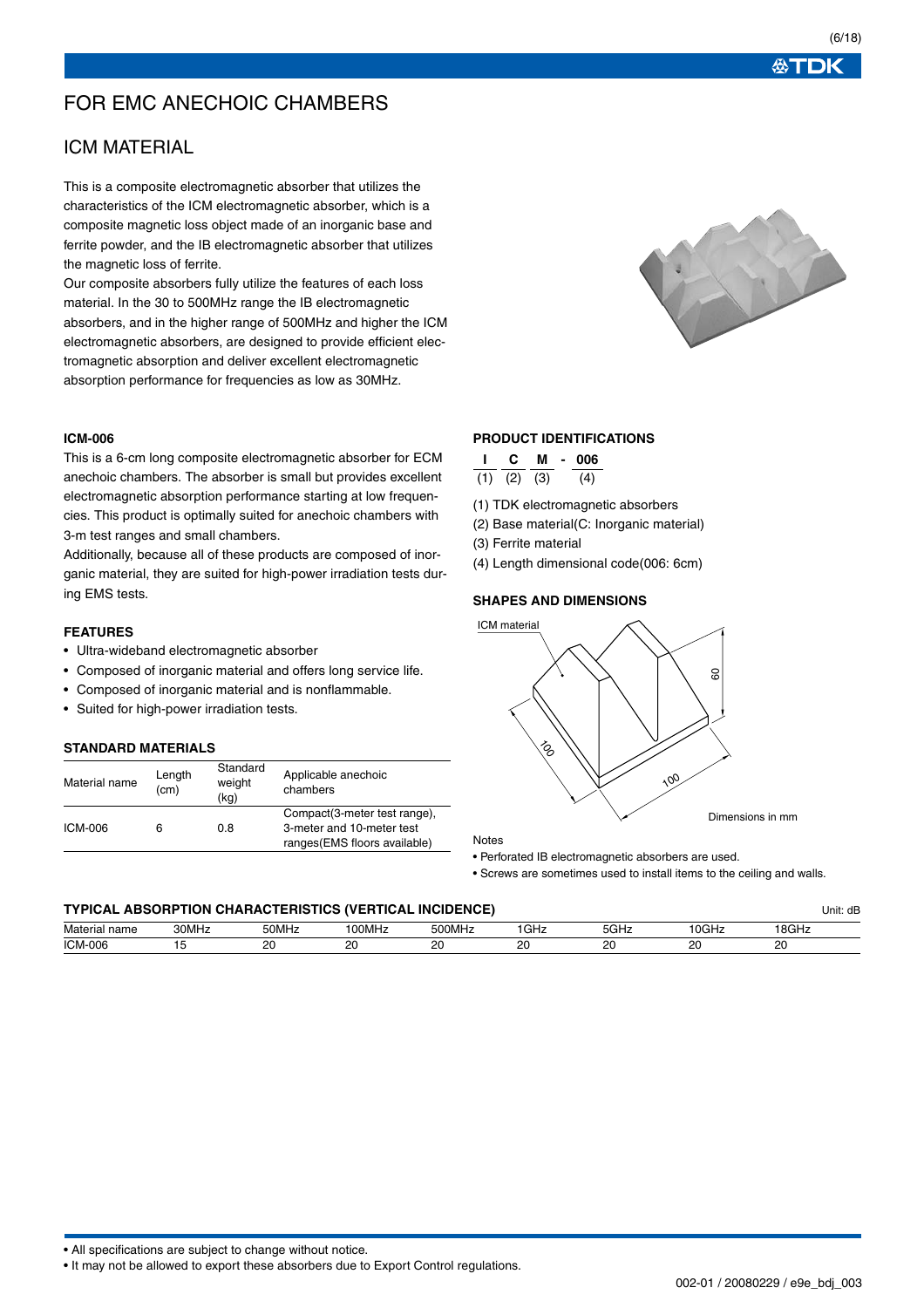# FOR EMC ANECHOIC CHAMBERS

## ICM MATERIAL

This is a composite electromagnetic absorber that utilizes the characteristics of the ICM electromagnetic absorber, which is a composite magnetic loss object made of an inorganic base and ferrite powder, and the IB electromagnetic absorber that utilizes the magnetic loss of ferrite.

Our composite absorbers fully utilize the features of each loss material. In the 30 to 500MHz range the IB electromagnetic absorbers, and in the higher range of 500MHz and higher the ICM electromagnetic absorbers, are designed to provide efficient electromagnetic absorption and deliver excellent electromagnetic absorption performance for frequencies as low as 30MHz.

### ICM-006

This is a 6-cm long composite electromagnetic absorber for ECM anechoic chambers. The absorber is small but provides excellent electromagnetic absorption performance starting at low frequencies. This product is optimally suited for anechoic chambers with 3-m test ranges and small chambers.

Additionally, because all of these products are composed of inorganic material, they are suited for high-power irradiation tests during EMS tests.

### FEATURES

- Ultra-wideband electromagnetic absorber
- Composed of inorganic material and offers long service life.
- Composed of inorganic material and is nonflammable.
- Suited for high-power irradiation tests.

### STANDARD MATERIALS

| Material name | Length (cm) | Standard weight (kg) | Applicable anechoic chambers |
|---|---|---|---|
| ICM-006 | 6 | 0.8 | Compact(3-meter test range), 3-meter and 10-meter test ranges(EMS floors available) |

### PRODUCT IDENTIFICATIONS

**I C M - 006**
(1) (2) (3) (4)

(1) TDK electromagnetic absorbers
(2) Base material(C: Inorganic material)
(3) Ferrite material
(4) Length dimensional code(006: 6cm)

### SHAPES AND DIMENSIONS

ICM material

60

100

100

Dimensions in mm

Notes

- Perforated IB electromagnetic absorbers are used.
- Screws are sometimes used to install items to the ceiling and walls.

### TYPICAL ABSORPTION CHARACTERISTICS (VERTICAL INCIDENCE)

Unit: dB

| Material name | 30MHz | 50MHz | 100MHz | 500MHz | 1GHz | 5GHz | 10GHz | 18GHz |
|---|---|---|---|---|---|---|---|---|
| ICM-006 | 15 | 20 | 20 | 20 | 20 | 20 | 20 | 20 |

- All specifications are subject to change without notice.
- It may not be allowed to export these absorbers due to Export Control regulations.

002-01 / 20080229 / e9e_bdj_003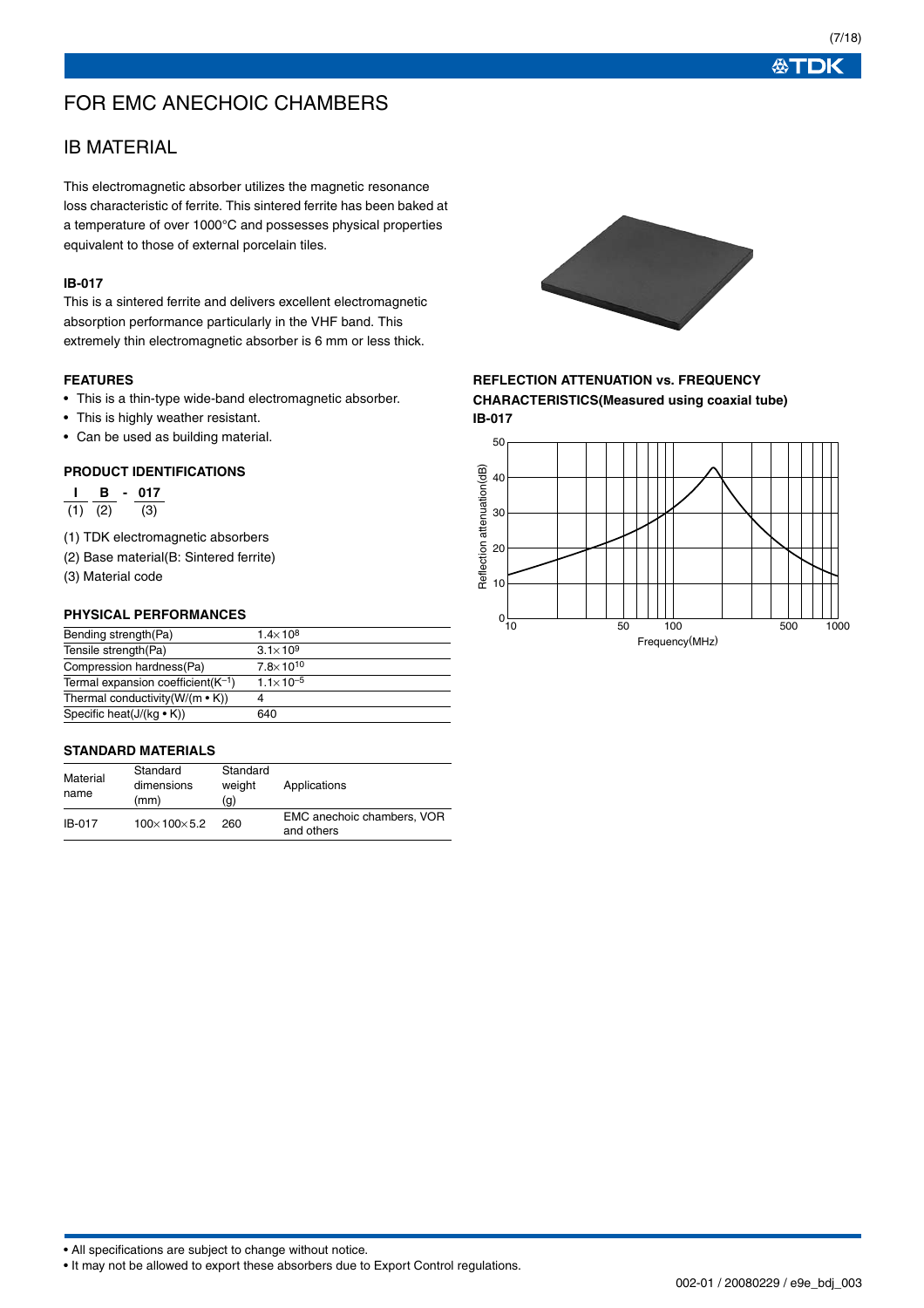# FOR EMC ANECHOIC CHAMBERS

## IB MATERIAL

This electromagnetic absorber utilizes the magnetic resonance loss characteristic of ferrite. This sintered ferrite has been baked at a temperature of over 1000°C and possesses physical properties equivalent to those of external porcelain tiles.

### IB-017

This is a sintered ferrite and delivers excellent electromagnetic absorption performance particularly in the VHF band. This extremely thin electromagnetic absorber is 6 mm or less thick.

### FEATURES

- This is a thin-type wide-band electromagnetic absorber.
- This is highly weather resistant.
- Can be used as building material.

### PRODUCT IDENTIFICATIONS

**I B - 017**
(1) (2) (3)

(1) TDK electromagnetic absorbers
(2) Base material(B: Sintered ferrite)
(3) Material code

### PHYSICAL PERFORMANCES

| | |
|---|---|
| Bending strength(Pa) | $1.4\times10^{8}$ |
| Tensile strength(Pa) | $3.1\times10^{9}$ |
| Compression hardness(Pa) | $7.8\times10^{10}$ |
| Termal expansion coefficient($K^{-1}$) | $1.1\times10^{-5}$ |
| Thermal conductivity(W/(m • K)) | 4 |
| Specific heat(J/(kg • K)) | 640 |

### STANDARD MATERIALS

| Material name | Standard dimensions (mm) | Standard weight (g) | Applications |
|---|---|---|---|
| IB-017 | 100×100×5.2 | 260 | EMC anechoic chambers, VOR and others |

### REFLECTION ATTENUATION vs. FREQUENCY CHARACTERISTICS(Measured using coaxial tube)
### IB-017

Reflection attenuation(dB)

Frequency(MHz)

- All specifications are subject to change without notice.
- It may not be allowed to export these absorbers due to Export Control regulations.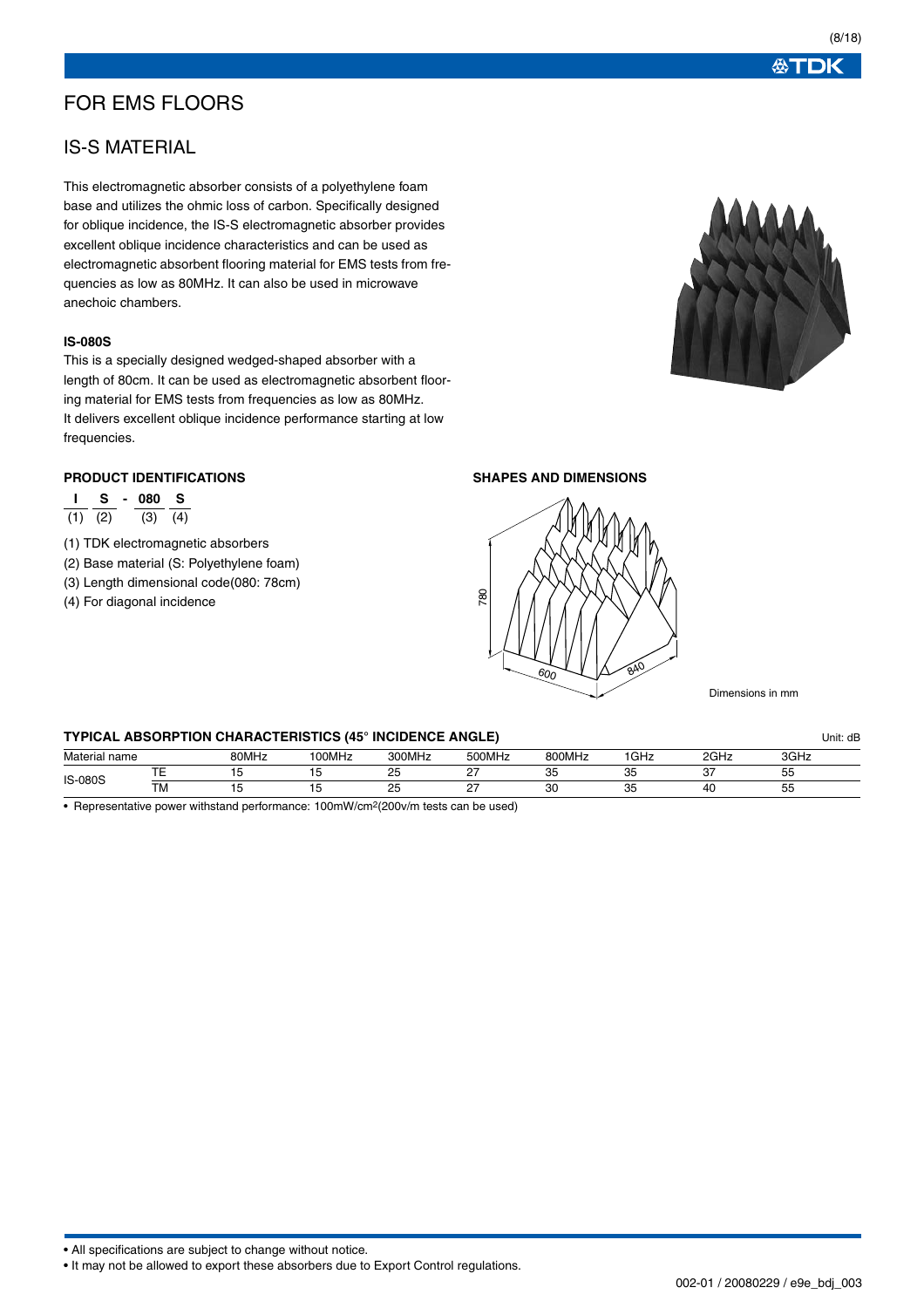# FOR EMS FLOORS

## IS-S MATERIAL

This electromagnetic absorber consists of a polyethylene foam base and utilizes the ohmic loss of carbon. Specifically designed for oblique incidence, the IS-S electromagnetic absorber provides excellent oblique incidence characteristics and can be used as electromagnetic absorbent flooring material for EMS tests from frequencies as low as 80MHz. It can also be used in microwave anechoic chambers.

### IS-080S

This is a specially designed wedged-shaped absorber with a length of 80cm. It can be used as electromagnetic absorbent flooring material for EMS tests from frequencies as low as 80MHz. It delivers excellent oblique incidence performance starting at low frequencies.

### PRODUCT IDENTIFICATIONS

| I | S | - | 080 | S |
|---|---|---|---|---|
| (1) | (2) | | (3) | (4) |

(1) TDK electromagnetic absorbers
(2) Base material (S: Polyethylene foam)
(3) Length dimensional code(080: 78cm)
(4) For diagonal incidence

### SHAPES AND DIMENSIONS

780
600
840

Dimensions in mm

### TYPICAL ABSORPTION CHARACTERISTICS (45° INCIDENCE ANGLE)

Unit: dB

| Material name | | 80MHz | 100MHz | 300MHz | 500MHz | 800MHz | 1GHz | 2GHz | 3GHz |
|---|---|---|---|---|---|---|---|---|---|
| IS-080S | TE | 15 | 15 | 25 | 27 | 35 | 35 | 37 | 55 |
| | TM | 15 | 15 | 25 | 27 | 30 | 35 | 40 | 55 |

- Representative power withstand performance: 100mW/cm²(200v/m tests can be used)

- All specifications are subject to change without notice.
- It may not be allowed to export these absorbers due to Export Control regulations.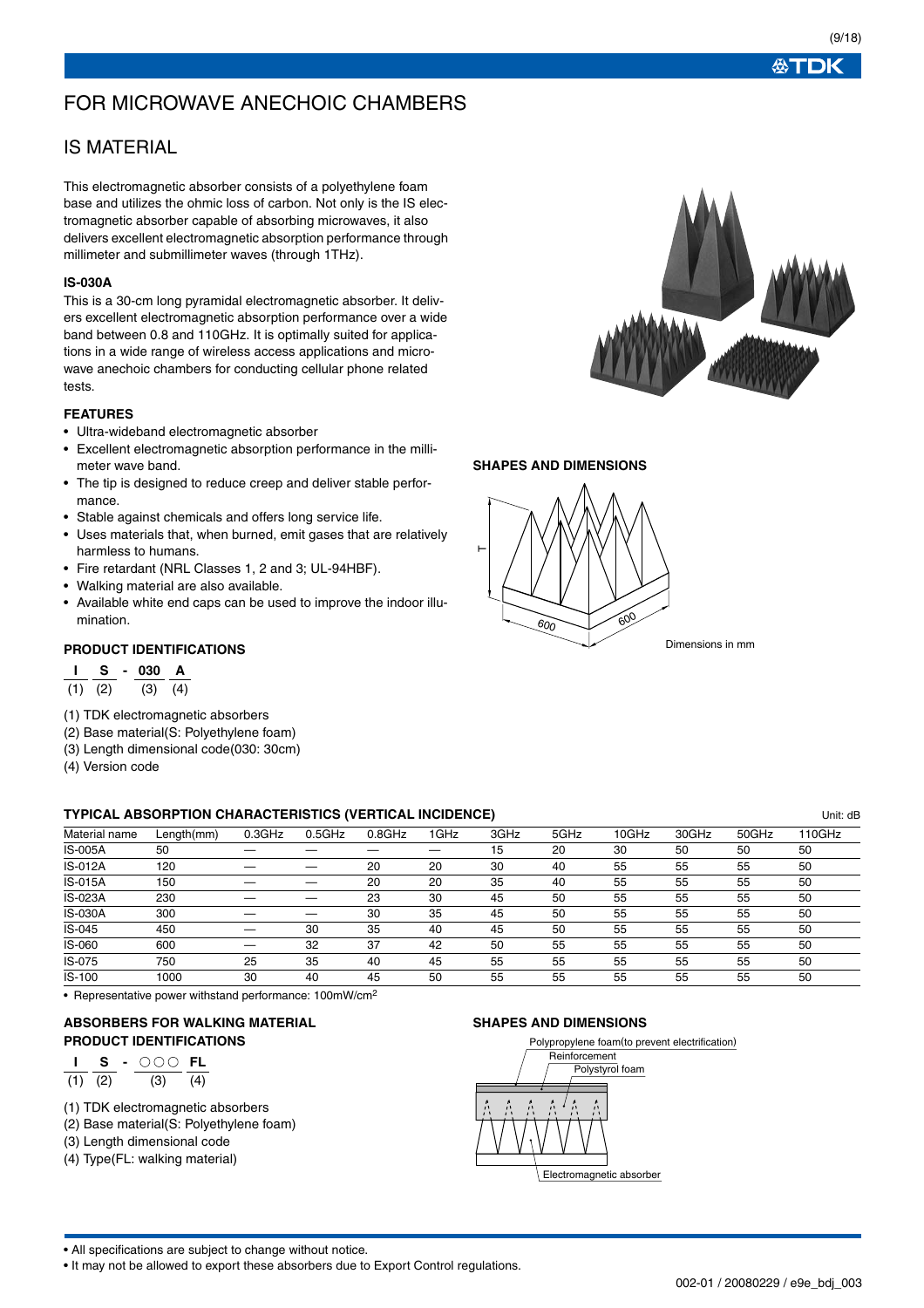# FOR MICROWAVE ANECHOIC CHAMBERS

## IS MATERIAL

This electromagnetic absorber consists of a polyethylene foam base and utilizes the ohmic loss of carbon. Not only is the IS electromagnetic absorber capable of absorbing microwaves, it also delivers excellent electromagnetic absorption performance through millimeter and submillimeter waves (through 1THz).

### IS-030A

This is a 30-cm long pyramidal electromagnetic absorber. It delivers excellent electromagnetic absorption performance over a wide band between 0.8 and 110GHz. It is optimally suited for applications in a wide range of wireless access applications and microwave anechoic chambers for conducting cellular phone related tests.

### FEATURES

- Ultra-wideband electromagnetic absorber
- Excellent electromagnetic absorption performance in the millimeter wave band.
- The tip is designed to reduce creep and deliver stable performance.
- Stable against chemicals and offers long service life.
- Uses materials that, when burned, emit gases that are relatively harmless to humans.
- Fire retardant (NRL Classes 1, 2 and 3; UL-94HBF).
- Walking material are also available.
- Available white end caps can be used to improve the indoor illumination.

### PRODUCT IDENTIFICATIONS

| I | S | - | 030 | A |
|---|---|---|---|---|
| (1) | (2) | | (3) | (4) |

(1) TDK electromagnetic absorbers
(2) Base material(S: Polyethylene foam)
(3) Length dimensional code(030: 30cm)
(4) Version code

### SHAPES AND DIMENSIONS

T

600 600

Dimensions in mm

### TYPICAL ABSORPTION CHARACTERISTICS (VERTICAL INCIDENCE)

Unit: dB

| Material name | Length(mm) | 0.3GHz | 0.5GHz | 0.8GHz | 1GHz | 3GHz | 5GHz | 10GHz | 30GHz | 50GHz | 110GHz |
|---|---|---|---|---|---|---|---|---|---|---|---|
| IS-005A | 50 | — | — | — | — | 15 | 20 | 30 | 50 | 50 | 50 |
| IS-012A | 120 | — | — | 20 | 20 | 30 | 40 | 55 | 55 | 55 | 50 |
| IS-015A | 150 | — | — | 20 | 20 | 35 | 40 | 55 | 55 | 55 | 50 |
| IS-023A | 230 | — | — | 23 | 30 | 45 | 50 | 55 | 55 | 55 | 50 |
| IS-030A | 300 | — | — | 30 | 35 | 45 | 50 | 55 | 55 | 55 | 50 |
| IS-045 | 450 | — | 30 | 35 | 40 | 45 | 50 | 55 | 55 | 55 | 50 |
| IS-060 | 600 | — | 32 | 37 | 42 | 50 | 55 | 55 | 55 | 55 | 50 |
| IS-075 | 750 | 25 | 35 | 40 | 45 | 55 | 55 | 55 | 55 | 55 | 50 |
| IS-100 | 1000 | 30 | 40 | 45 | 50 | 55 | 55 | 55 | 55 | 55 | 50 |

- Representative power withstand performance: 100mW/cm$^2$

### ABSORBERS FOR WALKING MATERIAL PRODUCT IDENTIFICATIONS

| I | S | - | ○○○ | FL |
|---|---|---|---|---|
| (1) | (2) | | (3) | (4) |

(1) TDK electromagnetic absorbers
(2) Base material(S: Polyethylene foam)
(3) Length dimensional code
(4) Type(FL: walking material)

### SHAPES AND DIMENSIONS

Polypropylene foam(to prevent electrification)
Reinforcement
Polystyrol foam
Electromagnetic absorber

- All specifications are subject to change without notice.
- It may not be allowed to export these absorbers due to Export Control regulations.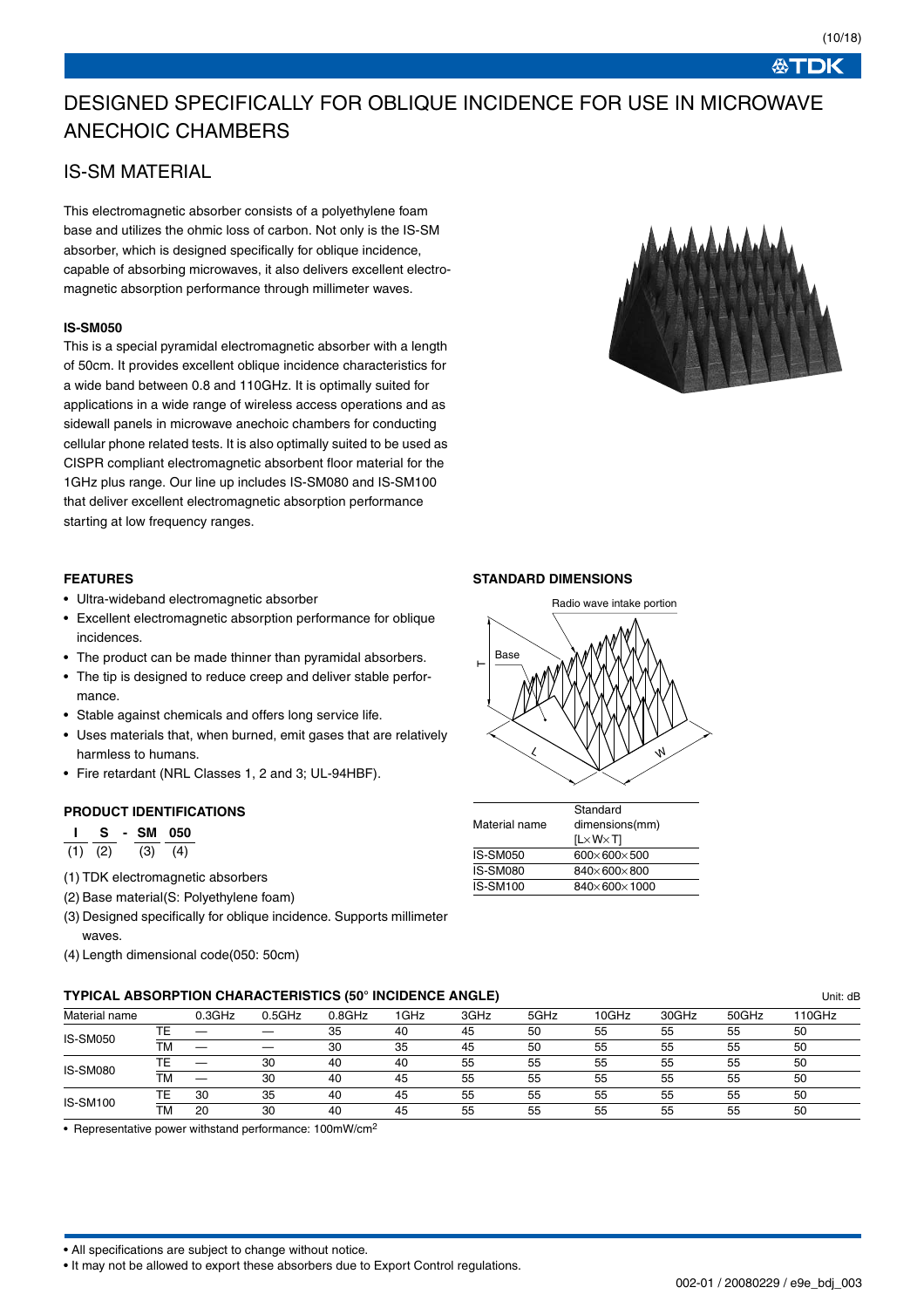# DESIGNED SPECIFICALLY FOR OBLIQUE INCIDENCE FOR USE IN MICROWAVE ANECHOIC CHAMBERS

## IS-SM MATERIAL

This electromagnetic absorber consists of a polyethylene foam base and utilizes the ohmic loss of carbon. Not only is the IS-SM absorber, which is designed specifically for oblique incidence, capable of absorbing microwaves, it also delivers excellent electromagnetic absorption performance through millimeter waves.

**IS-SM050**

This is a special pyramidal electromagnetic absorber with a length of 50cm. It provides excellent oblique incidence characteristics for a wide band between 0.8 and 110GHz. It is optimally suited for applications in a wide range of wireless access operations and as sidewall panels in microwave anechoic chambers for conducting cellular phone related tests. It is also optimally suited to be used as CISPR compliant electromagnetic absorbent floor material for the 1GHz plus range. Our line up includes IS-SM080 and IS-SM100 that deliver excellent electromagnetic absorption performance starting at low frequency ranges.

### FEATURES

- Ultra-wideband electromagnetic absorber
- Excellent electromagnetic absorption performance for oblique incidences.
- The product can be made thinner than pyramidal absorbers.
- The tip is designed to reduce creep and deliver stable performance.
- Stable against chemicals and offers long service life.
- Uses materials that, when burned, emit gases that are relatively harmless to humans.
- Fire retardant (NRL Classes 1, 2 and 3; UL-94HBF).

### PRODUCT IDENTIFICATIONS

**I S - SM 050**
(1) (2) (3) (4)

(1) TDK electromagnetic absorbers
(2) Base material(S: Polyethylene foam)
(3) Designed specifically for oblique incidence. Supports millimeter waves.
(4) Length dimensional code(050: 50cm)

### STANDARD DIMENSIONS

Radio wave intake portion

Base

T

L

W

| Material name | Standard dimensions(mm) [L×W×T] |
|---|---|
| IS-SM050 | 600×600×500 |
| IS-SM080 | 840×600×800 |
| IS-SM100 | 840×600×1000 |

### TYPICAL ABSORPTION CHARACTERISTICS (50° INCIDENCE ANGLE)

Unit: dB

| Material name | | 0.3GHz | 0.5GHz | 0.8GHz | 1GHz | 3GHz | 5GHz | 10GHz | 30GHz | 50GHz | 110GHz |
|---|---|---|---|---|---|---|---|---|---|---|---|
| IS-SM050 | TE | — | — | 35 | 40 | 45 | 50 | 55 | 55 | 55 | 50 |
| | TM | — | — | 30 | 35 | 45 | 50 | 55 | 55 | 55 | 50 |
| IS-SM080 | TE | — | 30 | 40 | 40 | 55 | 55 | 55 | 55 | 55 | 50 |
| | TM | — | 30 | 40 | 45 | 55 | 55 | 55 | 55 | 55 | 50 |
| IS-SM100 | TE | 30 | 35 | 40 | 45 | 55 | 55 | 55 | 55 | 55 | 50 |
| | TM | 20 | 30 | 40 | 45 | 55 | 55 | 55 | 55 | 55 | 50 |

- Representative power withstand performance: 100mW/$cm^2$

- All specifications are subject to change without notice.
- It may not be allowed to export these absorbers due to Export Control regulations.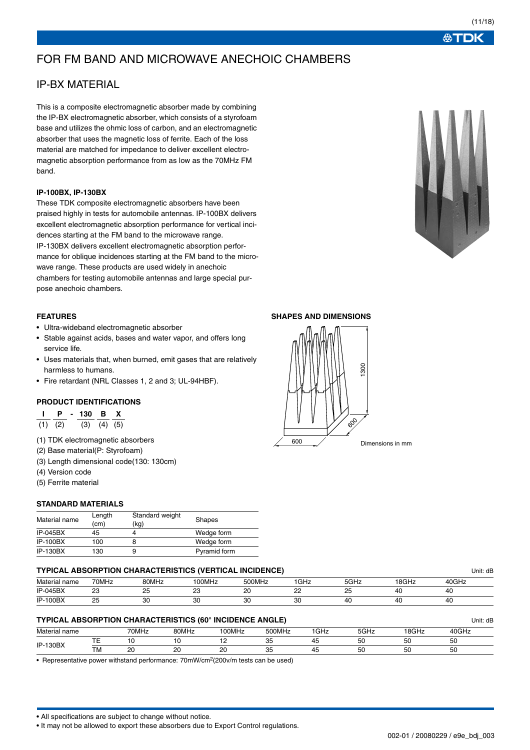# FOR FM BAND AND MICROWAVE ANECHOIC CHAMBERS

## IP-BX MATERIAL

This is a composite electromagnetic absorber made by combining the IP-BX electromagnetic absorber, which consists of a styrofoam base and utilizes the ohmic loss of carbon, and an electromagnetic absorber that uses the magnetic loss of ferrite. Each of the loss material are matched for impedance to deliver excellent electromagnetic absorption performance from as low as the 70MHz FM band.

**IP-100BX, IP-130BX**

These TDK composite electromagnetic absorbers have been praised highly in tests for automobile antennas. IP-100BX delivers excellent electromagnetic absorption performance for vertical incidences starting at the FM band to the microwave range. IP-130BX delivers excellent electromagnetic absorption performance for oblique incidences starting at the FM band to the microwave range. These products are used widely in anechoic chambers for testing automobile antennas and large special purpose anechoic chambers.

### FEATURES

- Ultra-wideband electromagnetic absorber
- Stable against acids, bases and water vapor, and offers long service life.
- Uses materials that, when burned, emit gases that are relatively harmless to humans.
- Fire retardant (NRL Classes 1, 2 and 3; UL-94HBF).

### SHAPES AND DIMENSIONS

1300

600

600

Dimensions in mm

### PRODUCT IDENTIFICATIONS

| I | P | - | 130 | B | X |
|---|---|---|---|---|---|
| (1) | (2) | | (3) | (4) | (5) |

(1) TDK electromagnetic absorbers
(2) Base material(P: Styrofoam)
(3) Length dimensional code(130: 130cm)
(4) Version code
(5) Ferrite material

### STANDARD MATERIALS

| Material name | Length (cm) | Standard weight (kg) | Shapes |
|---|---|---|---|
| IP-045BX | 45 | 4 | Wedge form |
| IP-100BX | 100 | 8 | Wedge form |
| IP-130BX | 130 | 9 | Pyramid form |

### TYPICAL ABSORPTION CHARACTERISTICS (VERTICAL INCIDENCE)

Unit: dB

| Material name | 70MHz | 80MHz | 100MHz | 500MHz | 1GHz | 5GHz | 18GHz | 40GHz |
|---|---|---|---|---|---|---|---|---|
| IP-045BX | 23 | 25 | 23 | 20 | 22 | 25 | 40 | 40 |
| IP-100BX | 25 | 30 | 30 | 30 | 30 | 40 | 40 | 40 |

### TYPICAL ABSORPTION CHARACTERISTICS (60° INCIDENCE ANGLE)

Unit: dB

| Material name | | 70MHz | 80MHz | 100MHz | 500MHz | 1GHz | 5GHz | 18GHz | 40GHz |
|---|---|---|---|---|---|---|---|---|---|
| IP-130BX | TE | 10 | 10 | 12 | 35 | 45 | 50 | 50 | 50 |
| | TM | 20 | 20 | 20 | 35 | 45 | 50 | 50 | 50 |

- Representative power withstand performance: 70mW/cm$^2$(200v/m tests can be used)

- All specifications are subject to change without notice.
- It may not be allowed to export these absorbers due to Export Control regulations.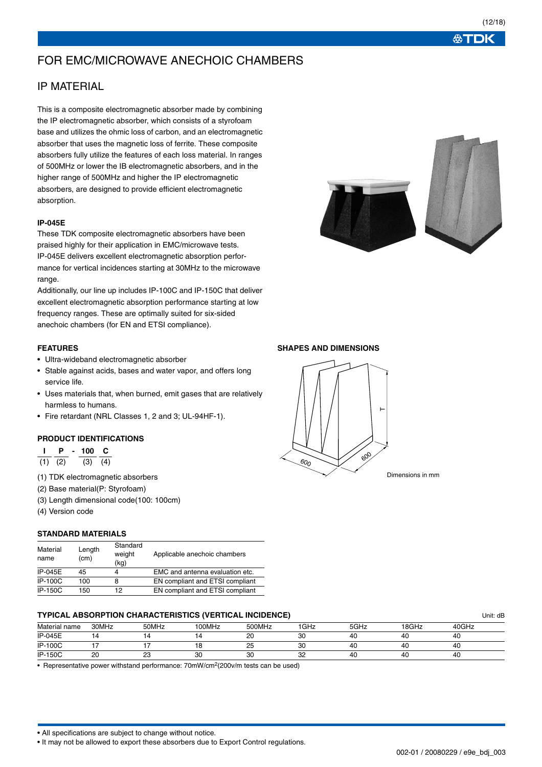# FOR EMC/MICROWAVE ANECHOIC CHAMBERS

## IP MATERIAL

This is a composite electromagnetic absorber made by combining the IP electromagnetic absorber, which consists of a styrofoam base and utilizes the ohmic loss of carbon, and an electromagnetic absorber that uses the magnetic loss of ferrite. These composite absorbers fully utilize the features of each loss material. In ranges of 500MHz or lower the IB electromagnetic absorbers, and in the higher range of 500MHz and higher the IP electromagnetic absorbers, are designed to provide efficient electromagnetic absorption.

**IP-045E**

These TDK composite electromagnetic absorbers have been praised highly for their application in EMC/microwave tests. IP-045E delivers excellent electromagnetic absorption performance for vertical incidences starting at 30MHz to the microwave range.

Additionally, our line up includes IP-100C and IP-150C that deliver excellent electromagnetic absorption performance starting at low frequency ranges. These are optimally suited for six-sided anechoic chambers (for EN and ETSI compliance).

### FEATURES

- Ultra-wideband electromagnetic absorber
- Stable against acids, bases and water vapor, and offers long service life.
- Uses materials that, when burned, emit gases that are relatively harmless to humans.
- Fire retardant (NRL Classes 1, 2 and 3; UL-94HF-1).

### PRODUCT IDENTIFICATIONS

| I | P | - | 100 | C |
|---|---|---|---|---|
| (1) | (2) | | (3) | (4) |

(1) TDK electromagnetic absorbers
(2) Base material(P: Styrofoam)
(3) Length dimensional code(100: 100cm)
(4) Version code

### STANDARD MATERIALS

| Material name | Length (cm) | Standard weight (kg) | Applicable anechoic chambers |
|---|---|---|---|
| IP-045E | 45 | 4 | EMC and antenna evaluation etc. |
| IP-100C | 100 | 8 | EN compliant and ETSI compliant |
| IP-150C | 150 | 12 | EN compliant and ETSI compliant |

### SHAPES AND DIMENSIONS

T
600
600

Dimensions in mm

### TYPICAL ABSORPTION CHARACTERISTICS (VERTICAL INCIDENCE)

Unit: dB

| Material name | 30MHz | 50MHz | 100MHz | 500MHz | 1GHz | 5GHz | 18GHz | 40GHz |
|---|---|---|---|---|---|---|---|---|
| IP-045E | 14 | 14 | 14 | 20 | 30 | 40 | 40 | 40 |
| IP-100C | 17 | 17 | 18 | 25 | 30 | 40 | 40 | 40 |
| IP-150C | 20 | 23 | 30 | 30 | 32 | 40 | 40 | 40 |

- Representative power withstand performance: 70mW/cm$^2$(200v/m tests can be used)

- All specifications are subject to change without notice.
- It may not be allowed to export these absorbers due to Export Control regulations.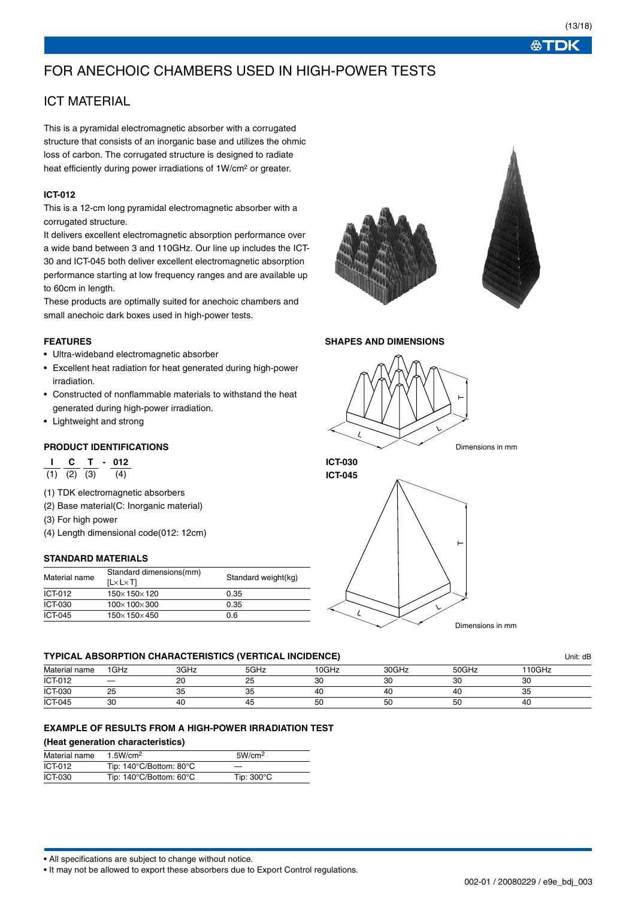# FOR ANECHOIC CHAMBERS USED IN HIGH-POWER TESTS

## ICT MATERIAL

This is a pyramidal electromagnetic absorber with a corrugated structure that consists of an inorganic base and utilizes the ohmic loss of carbon. The corrugated structure is designed to radiate heat efficiently during power irradiations of 1W/cm² or greater.

**ICT-012**

This is a 12-cm long pyramidal electromagnetic absorber with a corrugated structure.
It delivers excellent electromagnetic absorption performance over a wide band between 3 and 110GHz. Our line up includes the ICT-30 and ICT-045 both deliver excellent electromagnetic absorption performance starting at low frequency ranges and are available up to 60cm in length.
These products are optimally suited for anechoic chambers and small anechoic dark boxes used in high-power tests.

### FEATURES

- Ultra-wideband electromagnetic absorber
- Excellent heat radiation for heat generated during high-power irradiation.
- Constructed of nonflammable materials to withstand the heat generated during high-power irradiation.
- Lightweight and strong

### PRODUCT IDENTIFICATIONS

I C T - 012
(1) (2) (3) (4)

(1) TDK electromagnetic absorbers
(2) Base material(C: Inorganic material)
(3) For high power
(4) Length dimensional code(012: 12cm)

### STANDARD MATERIALS

| Material name | Standard dimensions(mm) [L×L×T] | Standard weight(kg) |
|---|---|---|
| ICT-012 | 150×150×120 | 0.35 |
| ICT-030 | 100×100×300 | 0.35 |
| ICT-045 | 150×150×450 | 0.6 |

### SHAPES AND DIMENSIONS

Dimensions in mm

**ICT-030**
**ICT-045**

Dimensions in mm

### TYPICAL ABSORPTION CHARACTERISTICS (VERTICAL INCIDENCE)

Unit: dB

| Material name | 1GHz | 3GHz | 5GHz | 10GHz | 30GHz | 50GHz | 110GHz |
|---|---|---|---|---|---|---|---|
| ICT-012 | — | 20 | 25 | 30 | 30 | 30 | 30 |
| ICT-030 | 25 | 35 | 35 | 40 | 40 | 40 | 35 |
| ICT-045 | 30 | 40 | 45 | 50 | 50 | 50 | 40 |

### EXAMPLE OF RESULTS FROM A HIGH-POWER IRRADIATION TEST

**(Heat generation characteristics)**

| Material name | 1.5W/cm² | 5W/cm² |
|---|---|---|
| ICT-012 | Tip: 140°C/Bottom: 80°C | — |
| ICT-030 | Tip: 140°C/Bottom: 60°C | Tip: 300°C |

- All specifications are subject to change without notice.
- It may not be allowed to export these absorbers due to Export Control regulations.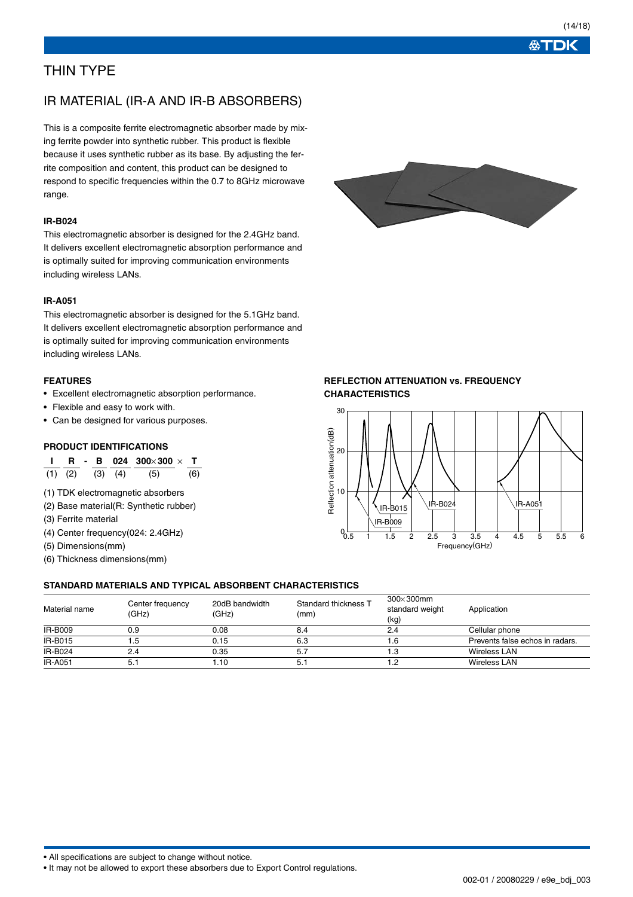# THIN TYPE

## IR MATERIAL (IR-A AND IR-B ABSORBERS)

This is a composite ferrite electromagnetic absorber made by mixing ferrite powder into synthetic rubber. This product is flexible because it uses synthetic rubber as its base. By adjusting the ferrite composition and content, this product can be designed to respond to specific frequencies within the 0.7 to 8GHz microwave range.

### IR-B024

This electromagnetic absorber is designed for the 2.4GHz band. It delivers excellent electromagnetic absorption performance and is optimally suited for improving communication environments including wireless LANs.

### IR-A051

This electromagnetic absorber is designed for the 5.1GHz band. It delivers excellent electromagnetic absorption performance and is optimally suited for improving communication environments including wireless LANs.

### FEATURES

- Excellent electromagnetic absorption performance.
- Flexible and easy to work with.
- Can be designed for various purposes.

### PRODUCT IDENTIFICATIONS

| I | R | - | B | 024 | 300×300 | × | T |
|---|---|---|---|---|---|---|---|
| (1) | (2) | | (3) | (4) | (5) | | (6) |

(1) TDK electromagnetic absorbers
(2) Base material(R: Synthetic rubber)
(3) Ferrite material
(4) Center frequency(024: 2.4GHz)
(5) Dimensions(mm)
(6) Thickness dimensions(mm)

### REFLECTION ATTENUATION vs. FREQUENCY CHARACTERISTICS

### STANDARD MATERIALS AND TYPICAL ABSORBENT CHARACTERISTICS

| Material name | Center frequency (GHz) | 20dB bandwidth (GHz) | Standard thickness T (mm) | 300×300mm standard weight (kg) | Application |
|---|---|---|---|---|---|
| IR-B009 | 0.9 | 0.08 | 8.4 | 2.4 | Cellular phone |
| IR-B015 | 1.5 | 0.15 | 6.3 | 1.6 | Prevents false echos in radars. |
| IR-B024 | 2.4 | 0.35 | 5.7 | 1.3 | Wireless LAN |
| IR-A051 | 5.1 | 1.10 | 5.1 | 1.2 | Wireless LAN |

- All specifications are subject to change without notice.
- It may not be allowed to export these absorbers due to Export Control regulations.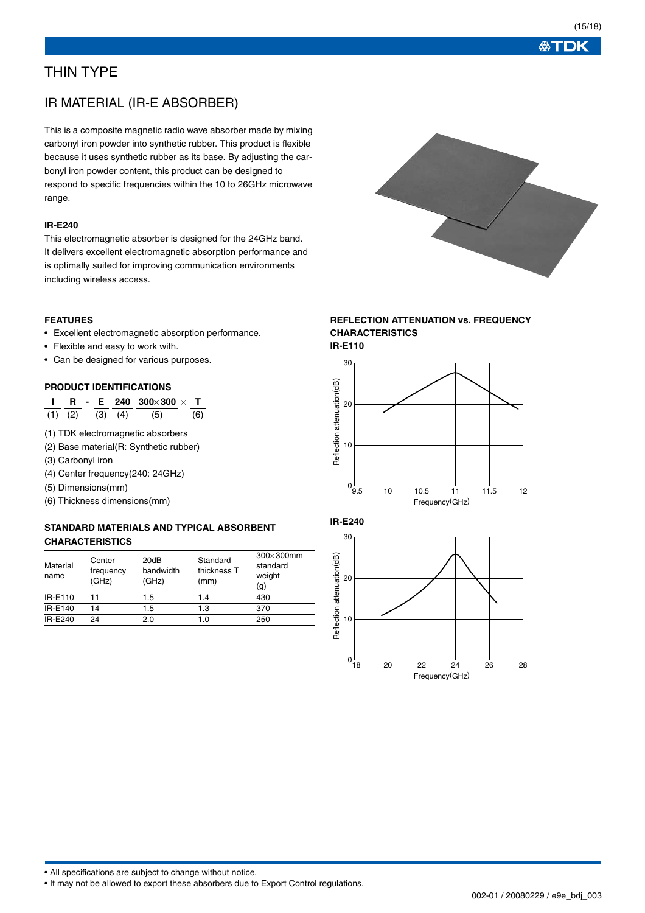# THIN TYPE

## IR MATERIAL (IR-E ABSORBER)

This is a composite magnetic radio wave absorber made by mixing carbonyl iron powder into synthetic rubber. This product is flexible because it uses synthetic rubber as its base. By adjusting the carbonyl iron powder content, this product can be designed to respond to specific frequencies within the 10 to 26GHz microwave range.

**IR-E240**

This electromagnetic absorber is designed for the 24GHz band. It delivers excellent electromagnetic absorption performance and is optimally suited for improving communication environments including wireless access.

### FEATURES

- Excellent electromagnetic absorption performance.
- Flexible and easy to work with.
- Can be designed for various purposes.

### PRODUCT IDENTIFICATIONS

| I | R | - | E | 240 | 300×300 | × | T |
|---|---|---|---|---|---|---|---|
| (1) | (2) | | (3) | (4) | (5) | | (6) |

(1) TDK electromagnetic absorbers
(2) Base material(R: Synthetic rubber)
(3) Carbonyl iron
(4) Center frequency(240: 24GHz)
(5) Dimensions(mm)
(6) Thickness dimensions(mm)

### STANDARD MATERIALS AND TYPICAL ABSORBENT CHARACTERISTICS

| Material name | Center frequency (GHz) | 20dB bandwidth (GHz) | Standard thickness T (mm) | 300×300mm standard weight (g) |
|---|---|---|---|---|
| IR-E110 | 11 | 1.5 | 1.4 | 430 |
| IR-E140 | 14 | 1.5 | 1.3 | 370 |
| IR-E240 | 24 | 2.0 | 1.0 | 250 |

### REFLECTION ATTENUATION vs. FREQUENCY CHARACTERISTICS

**IR-E110**

**IR-E240**

- All specifications are subject to change without notice.
- It may not be allowed to export these absorbers due to Export Control regulations.

002-01 / 20080229 / e9e_bdj_003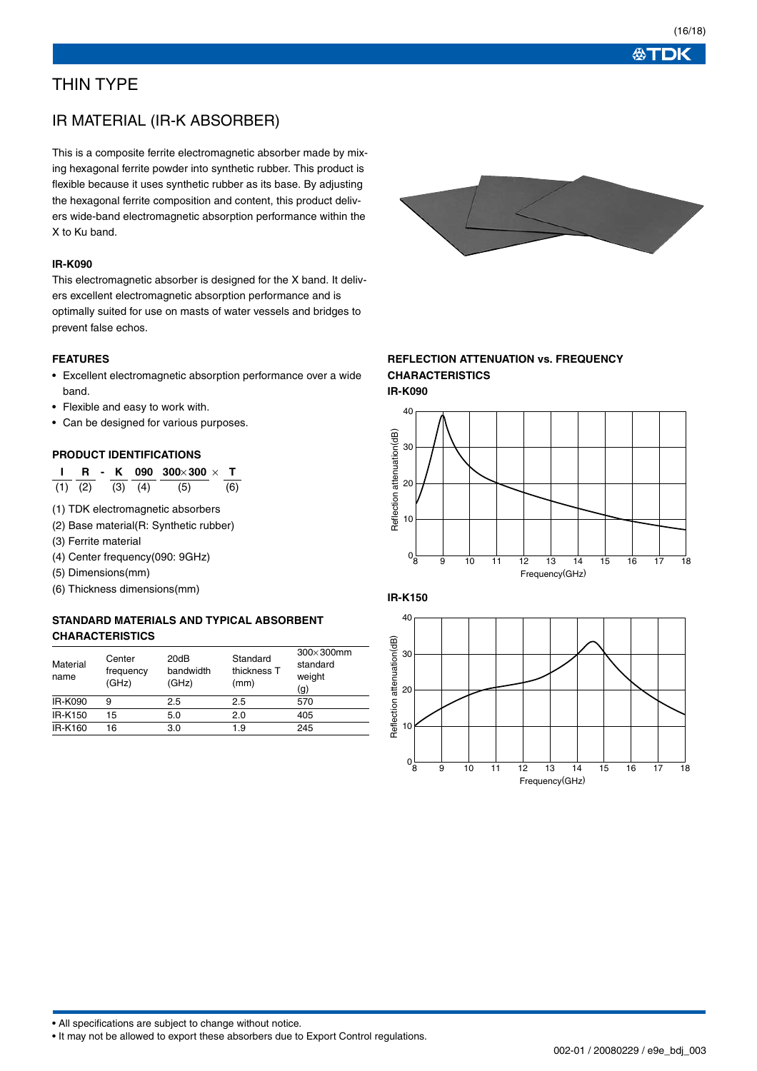# THIN TYPE

## IR MATERIAL (IR-K ABSORBER)

This is a composite ferrite electromagnetic absorber made by mixing hexagonal ferrite powder into synthetic rubber. This product is flexible because it uses synthetic rubber as its base. By adjusting the hexagonal ferrite composition and content, this product delivers wide-band electromagnetic absorption performance within the X to Ku band.

### IR-K090

This electromagnetic absorber is designed for the X band. It delivers excellent electromagnetic absorption performance and is optimally suited for use on masts of water vessels and bridges to prevent false echos.

### FEATURES

- Excellent electromagnetic absorption performance over a wide band.
- Flexible and easy to work with.
- Can be designed for various purposes.

### PRODUCT IDENTIFICATIONS

| I | R | - | K | 090 | 300×300 | × | T |
|---|---|---|---|---|---|---|---|
| (1) | (2) | | (3) | (4) | (5) | | (6) |

(1) TDK electromagnetic absorbers
(2) Base material(R: Synthetic rubber)
(3) Ferrite material
(4) Center frequency(090: 9GHz)
(5) Dimensions(mm)
(6) Thickness dimensions(mm)

### STANDARD MATERIALS AND TYPICAL ABSORBENT CHARACTERISTICS

| Material name | Center frequency (GHz) | 20dB bandwidth (GHz) | Standard thickness T (mm) | 300×300mm standard weight (g) |
|---|---|---|---|---|
| IR-K090 | 9 | 2.5 | 2.5 | 570 |
| IR-K150 | 15 | 5.0 | 2.0 | 405 |
| IR-K160 | 16 | 3.0 | 1.9 | 245 |

### REFLECTION ATTENUATION vs. FREQUENCY CHARACTERISTICS

**IR-K090**

**IR-K150**

- All specifications are subject to change without notice.
- It may not be allowed to export these absorbers due to Export Control regulations.

002-01 / 20080229 / e9e_bdj_003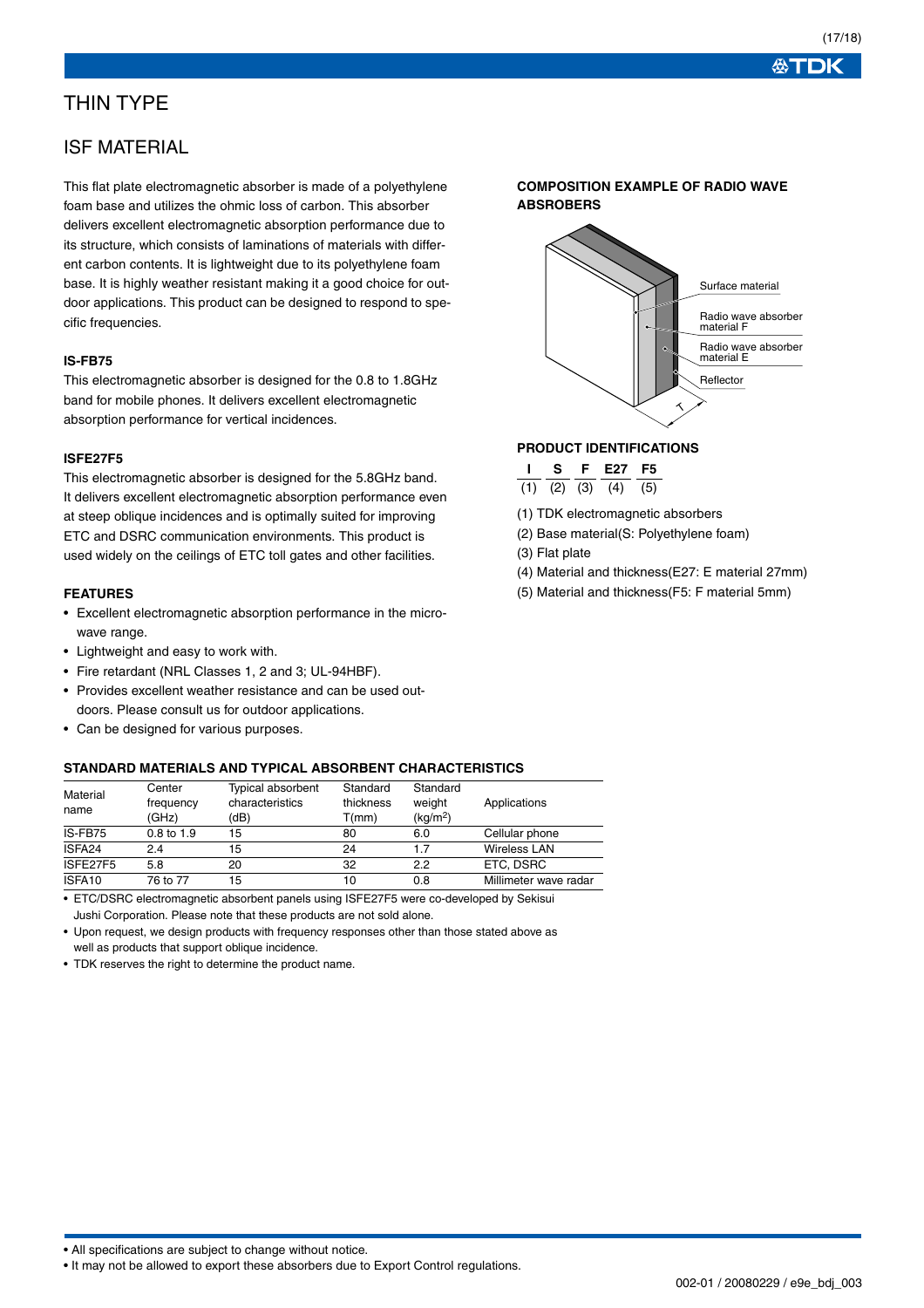# THIN TYPE

## ISF MATERIAL

This flat plate electromagnetic absorber is made of a polyethylene foam base and utilizes the ohmic loss of carbon. This absorber delivers excellent electromagnetic absorption performance due to its structure, which consists of laminations of materials with different carbon contents. It is lightweight due to its polyethylene foam base. It is highly weather resistant making it a good choice for outdoor applications. This product can be designed to respond to specific frequencies.

### IS-FB75

This electromagnetic absorber is designed for the 0.8 to 1.8GHz band for mobile phones. It delivers excellent electromagnetic absorption performance for vertical incidences.

### ISFE27F5

This electromagnetic absorber is designed for the 5.8GHz band. It delivers excellent electromagnetic absorption performance even at steep oblique incidences and is optimally suited for improving ETC and DSRC communication environments. This product is used widely on the ceilings of ETC toll gates and other facilities.

### FEATURES

- Excellent electromagnetic absorption performance in the microwave range.
- Lightweight and easy to work with.
- Fire retardant (NRL Classes 1, 2 and 3; UL-94HBF).
- Provides excellent weather resistance and can be used outdoors. Please consult us for outdoor applications.
- Can be designed for various purposes.

### COMPOSITION EXAMPLE OF RADIO WAVE ABSROBERS

Surface material

Radio wave absorber material F

Radio wave absorber material E

Reflector

T

### PRODUCT IDENTIFICATIONS

| I | S | F | E27 | F5 |
|---|---|---|---|---|
| (1) | (2) | (3) | (4) | (5) |

(1) TDK electromagnetic absorbers
(2) Base material(S: Polyethylene foam)
(3) Flat plate
(4) Material and thickness(E27: E material 27mm)
(5) Material and thickness(F5: F material 5mm)

### STANDARD MATERIALS AND TYPICAL ABSORBENT CHARACTERISTICS

| Material name | Center frequency (GHz) | Typical absorbent characteristics (dB) | Standard thickness T(mm) | Standard weight (kg/m$^2$) | Applications |
|---|---|---|---|---|---|
| IS-FB75 | 0.8 to 1.9 | 15 | 80 | 6.0 | Cellular phone |
| ISFA24 | 2.4 | 15 | 24 | 1.7 | Wireless LAN |
| ISFE27F5 | 5.8 | 20 | 32 | 2.2 | ETC, DSRC |
| ISFA10 | 76 to 77 | 15 | 10 | 0.8 | Millimeter wave radar |

- ETC/DSRC electromagnetic absorbent panels using ISFE27F5 were co-developed by Sekisui Jushi Corporation. Please note that these products are not sold alone.
- Upon request, we design products with frequency responses other than those stated above as well as products that support oblique incidence.
- TDK reserves the right to determine the product name.

- All specifications are subject to change without notice.
- It may not be allowed to export these absorbers due to Export Control regulations.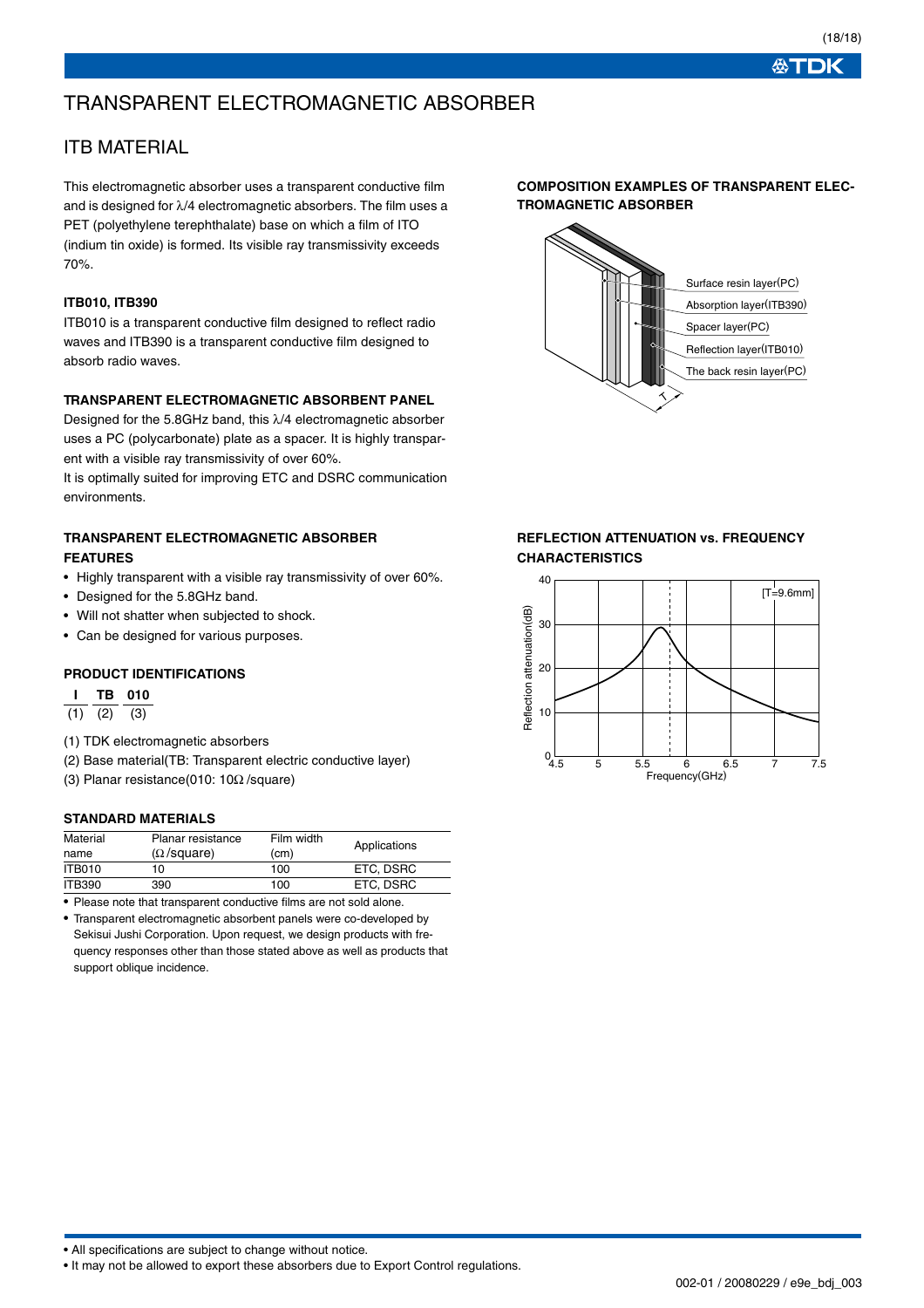# TRANSPARENT ELECTROMAGNETIC ABSORBER

## ITB MATERIAL

This electromagnetic absorber uses a transparent conductive film and is designed for λ/4 electromagnetic absorbers. The film uses a PET (polyethylene terephthalate) base on which a film of ITO (indium tin oxide) is formed. Its visible ray transmissivity exceeds 70%.

### ITB010, ITB390

ITB010 is a transparent conductive film designed to reflect radio waves and ITB390 is a transparent conductive film designed to absorb radio waves.

### TRANSPARENT ELECTROMAGNETIC ABSORBENT PANEL

Designed for the 5.8GHz band, this λ/4 electromagnetic absorber uses a PC (polycarbonate) plate as a spacer. It is highly transparent with a visible ray transmissivity of over 60%.
It is optimally suited for improving ETC and DSRC communication environments.

### TRANSPARENT ELECTROMAGNETIC ABSORBER FEATURES

- Highly transparent with a visible ray transmissivity of over 60%.
- Designed for the 5.8GHz band.
- Will not shatter when subjected to shock.
- Can be designed for various purposes.

### PRODUCT IDENTIFICATIONS

**I** **TB** **010**
(1) (2) (3)

(1) TDK electromagnetic absorbers
(2) Base material(TB: Transparent electric conductive layer)
(3) Planar resistance(010: 10Ω /square)

### STANDARD MATERIALS

| Material name | Planar resistance (Ω /square) | Film width (cm) | Applications |
|---|---|---|---|
| ITB010 | 10 | 100 | ETC, DSRC |
| ITB390 | 390 | 100 | ETC, DSRC |

- Please note that transparent conductive films are not sold alone.
- Transparent electromagnetic absorbent panels were co-developed by Sekisui Jushi Corporation. Upon request, we design products with frequency responses other than those stated above as well as products that support oblique incidence.

### COMPOSITION EXAMPLES OF TRANSPARENT ELECTROMAGNETIC ABSORBER

Surface resin layer(PC)
Absorption layer(ITB390)
Spacer layer(PC)
Reflection layer(ITB010)
The back resin layer(PC)
T

### REFLECTION ATTENUATION vs. FREQUENCY CHARACTERISTICS

[T=9.6mm]
Reflection attenuation(dB)
40
30
20
10
0
4.5
5
5.5
6
6.5
7
7.5
Frequency(GHz)

- All specifications are subject to change without notice.
- It may not be allowed to export these absorbers due to Export Control regulations.

002-01 / 20080229 / e9e_bdj_003